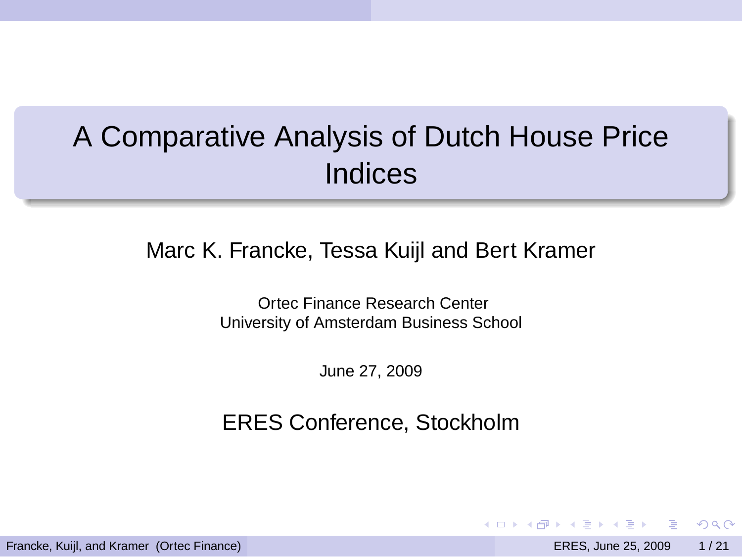# A Comparative Analysis of Dutch House Price Indices

Marc K. Francke, Tessa Kuijl and Bert Kramer

Ortec Finance Research Center
University of Amsterdam Business School

June 27, 2009

ERES Conference, Stockholm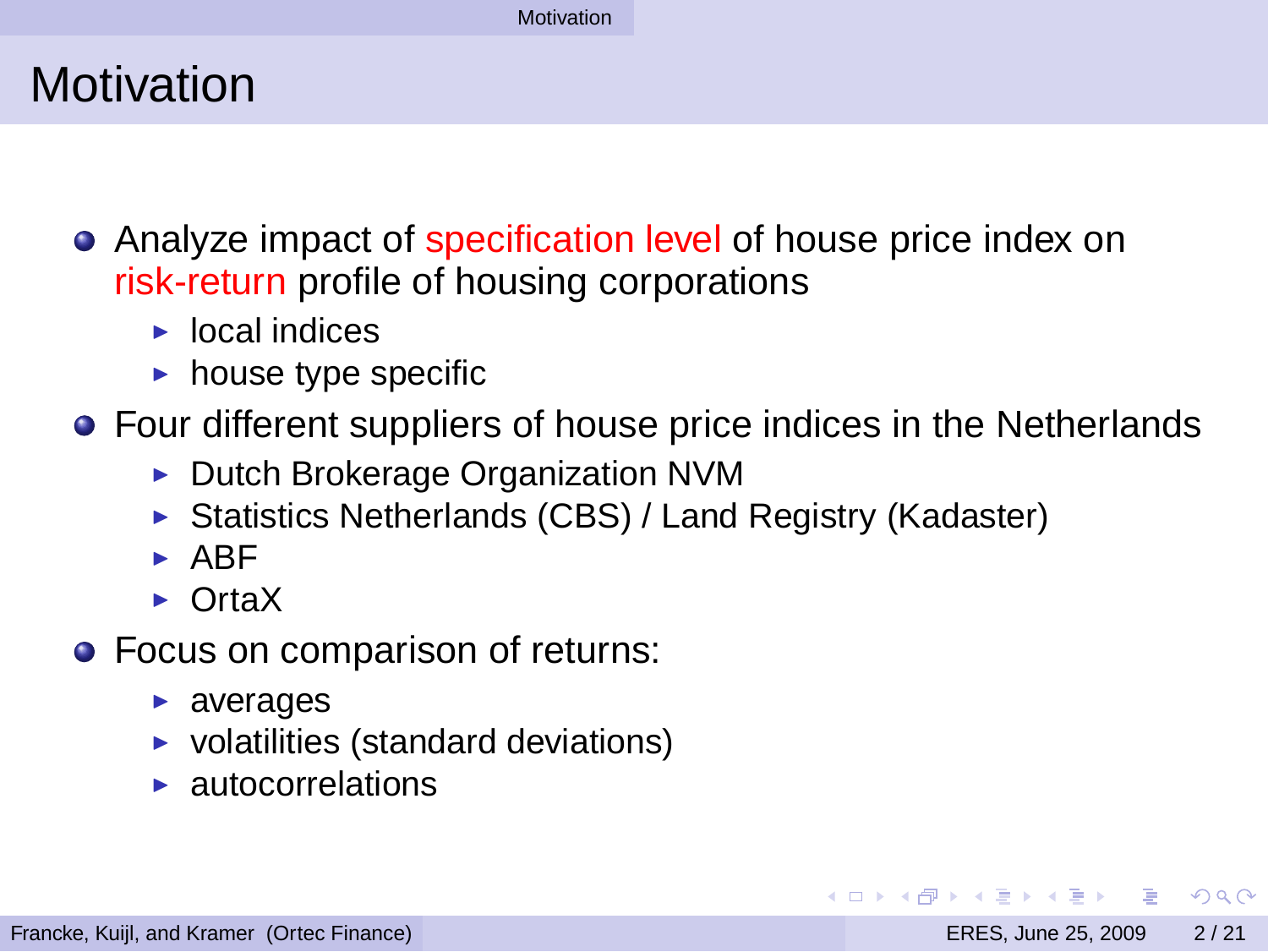# Motivation

- Analyze impact of specification level of house price index on risk-return profile of housing corporations
  - local indices
  - house type specific
- Four different suppliers of house price indices in the Netherlands
  - Dutch Brokerage Organization NVM
  - Statistics Netherlands (CBS) / Land Registry (Kadaster)
  - ABF
  - OrtaX
- Focus on comparison of returns:
  - averages
  - volatilities (standard deviations)
  - autocorrelations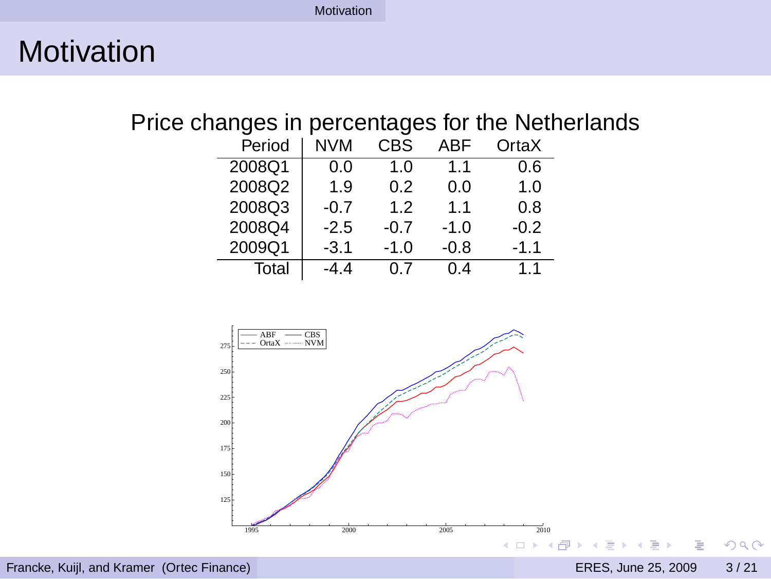# Motivation

Price changes in percentages for the Netherlands

| Period | NVM | CBS | ABF | OrtaX |
|---|---|---|---|---|
| 2008Q1 | 0.0 | 1.0 | 1.1 | 0.6 |
| 2008Q2 | 1.9 | 0.2 | 0.0 | 1.0 |
| 2008Q3 | -0.7 | 1.2 | 1.1 | 0.8 |
| 2008Q4 | -2.5 | -0.7 | -1.0 | -0.2 |
| 2009Q1 | -3.1 | -1.0 | -0.8 | -1.1 |
| Total | -4.4 | 0.7 | 0.4 | 1.1 |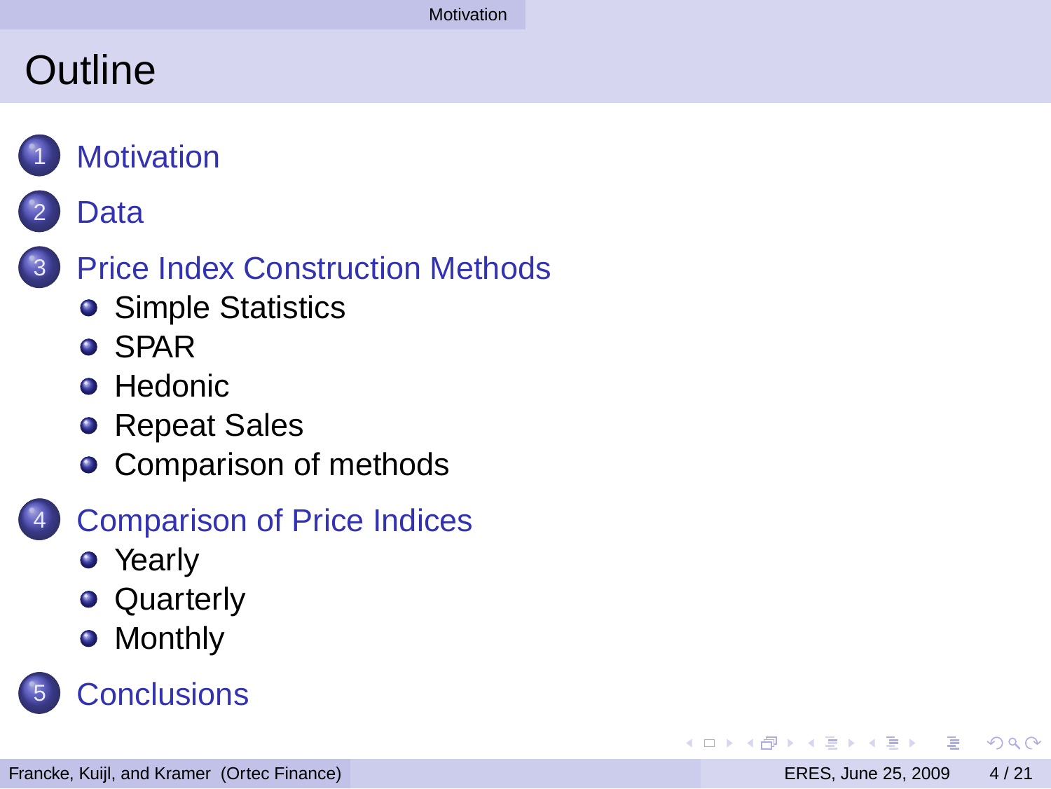# Outline

1. Motivation
2. Data
3. Price Index Construction Methods
   - Simple Statistics
   - SPAR
   - Hedonic
   - Repeat Sales
   - Comparison of methods
4. Comparison of Price Indices
   - Yearly
   - Quarterly
   - Monthly
5. Conclusions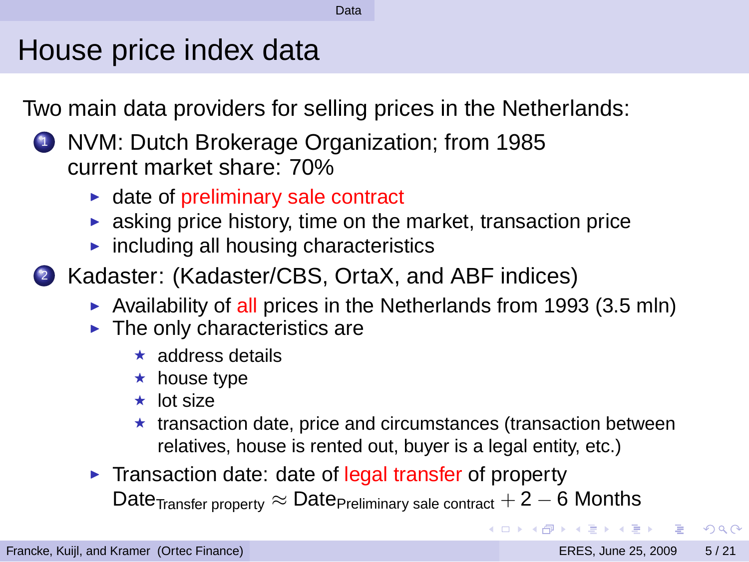# House price index data

Two main data providers for selling prices in the Netherlands:

1. NVM: Dutch Brokerage Organization; from 1985
   current market share: 70%
   - date of preliminary sale contract
   - asking price history, time on the market, transaction price
   - including all housing characteristics
2. Kadaster: (Kadaster/CBS, OrtaX, and ABF indices)
   - Availability of all prices in the Netherlands from 1993 (3.5 mln)
   - The only characteristics are
     - address details
     - house type
     - lot size
     - transaction date, price and circumstances (transaction between relatives, house is rented out, buyer is a legal entity, etc.)
   - Transaction date: date of legal transfer of property
     $\text{Date}_{\text{Transfer property}} \approx \text{Date}_{\text{Preliminary sale contract}} + 2 - 6 \text{ Months}$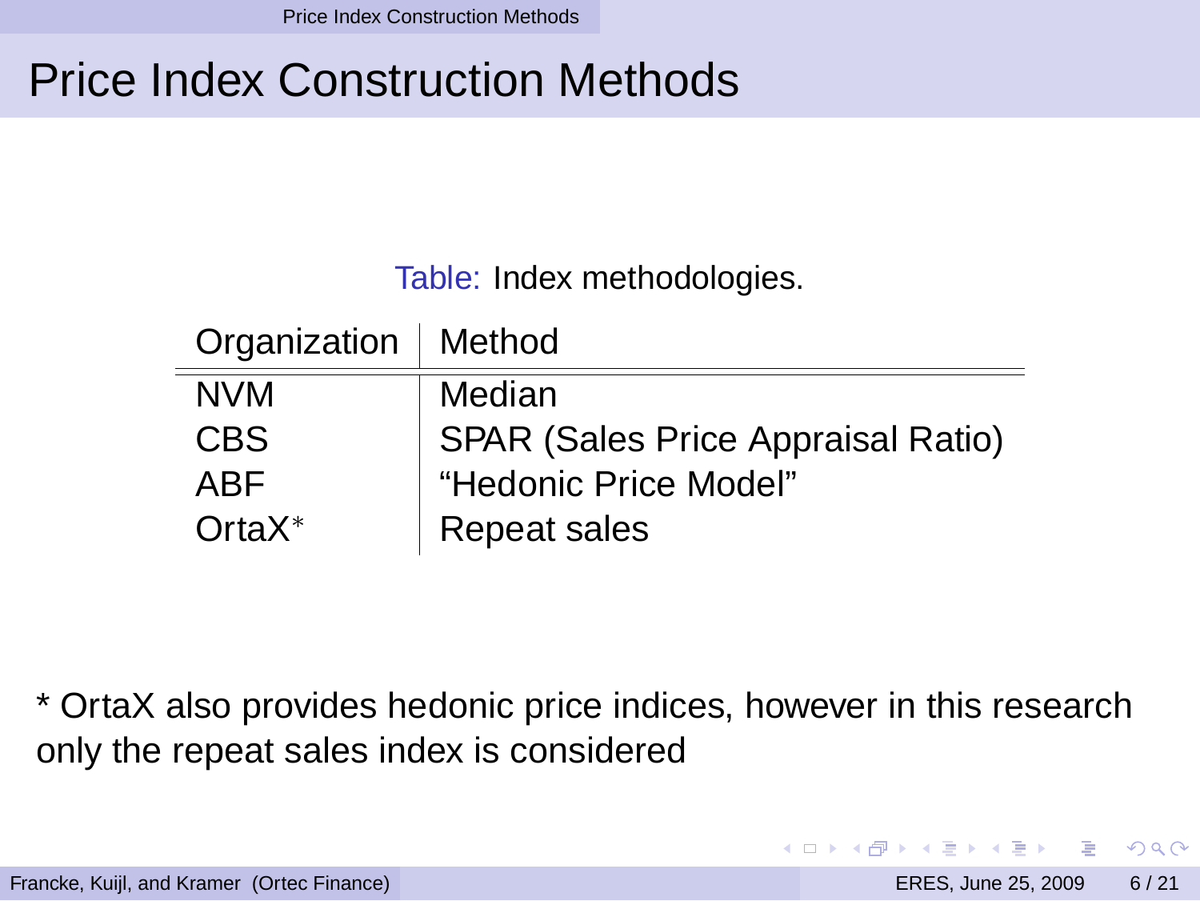# Price Index Construction Methods

Table: Index methodologies.

| Organization | Method |
|---|---|
| NVM | Median |
| CBS | SPAR (Sales Price Appraisal Ratio) |
| ABF | “Hedonic Price Model” |
| OrtaX* | Repeat sales |

* OrtaX also provides hedonic price indices, however in this research only the repeat sales index is considered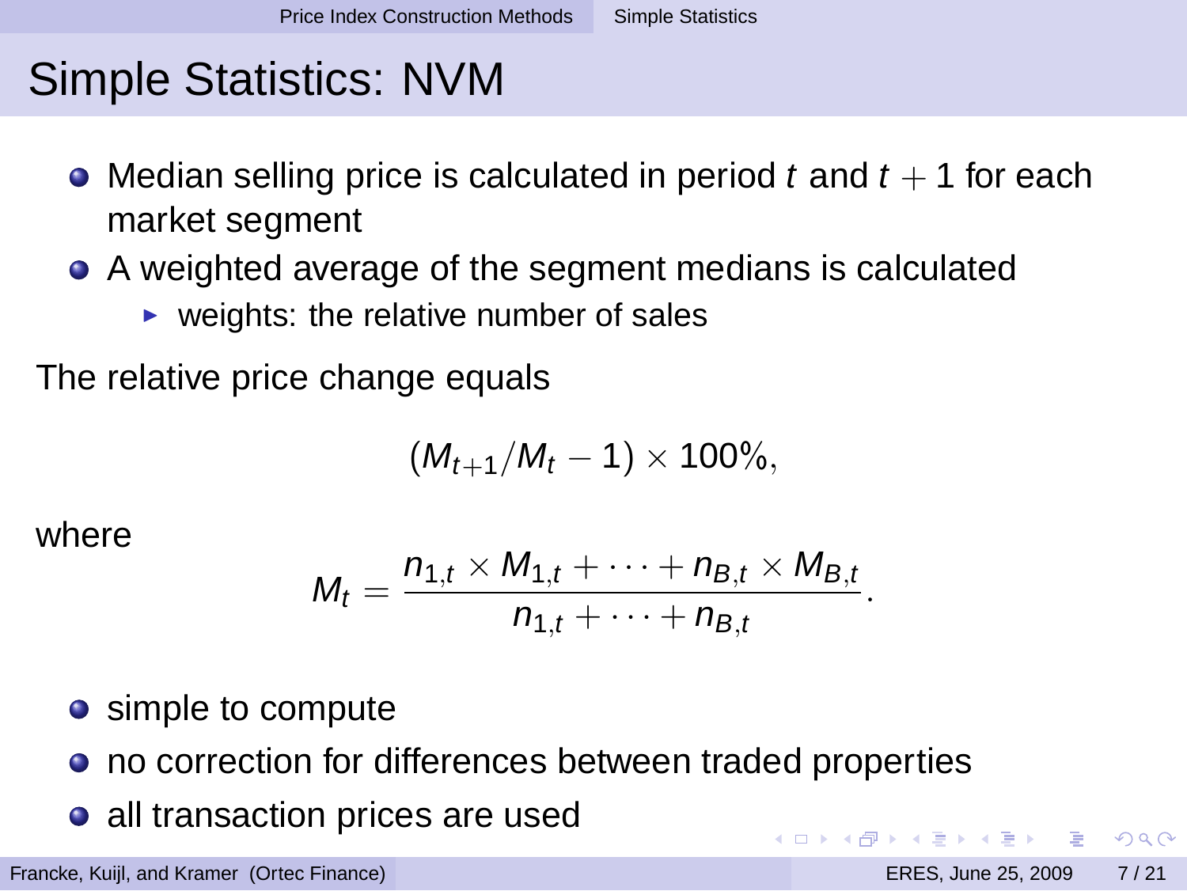# Simple Statistics: NVM

- Median selling price is calculated in period $t$ and $t+1$ for each market segment
- A weighted average of the segment medians is calculated
  - weights: the relative number of sales

The relative price change equals

$$(M_{t+1}/M_t - 1) \times 100\%,$$

where

$$M_t = \frac{n_{1,t} \times M_{1,t} + \cdots + n_{B,t} \times M_{B,t}}{n_{1,t} + \cdots + n_{B,t}}.$$

- simple to compute
- no correction for differences between traded properties
- all transaction prices are used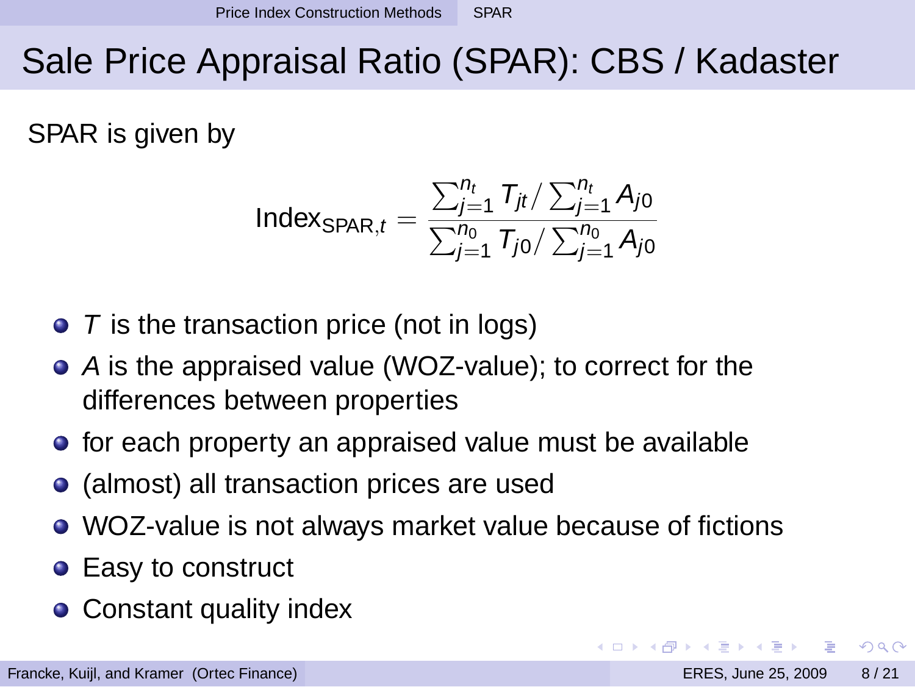# Sale Price Appraisal Ratio (SPAR): CBS / Kadaster

SPAR is given by

$$\text{Index}_{\text{SPAR},t} = \frac{\sum_{j=1}^{n_t} T_{jt} / \sum_{j=1}^{n_t} A_{j0}}{\sum_{j=1}^{n_0} T_{j0} / \sum_{j=1}^{n_0} A_{j0}}$$

- $T$ is the transaction price (not in logs)
- $A$ is the appraised value (WOZ-value); to correct for the differences between properties
- for each property an appraised value must be available
- (almost) all transaction prices are used
- WOZ-value is not always market value because of fictions
- Easy to construct
- Constant quality index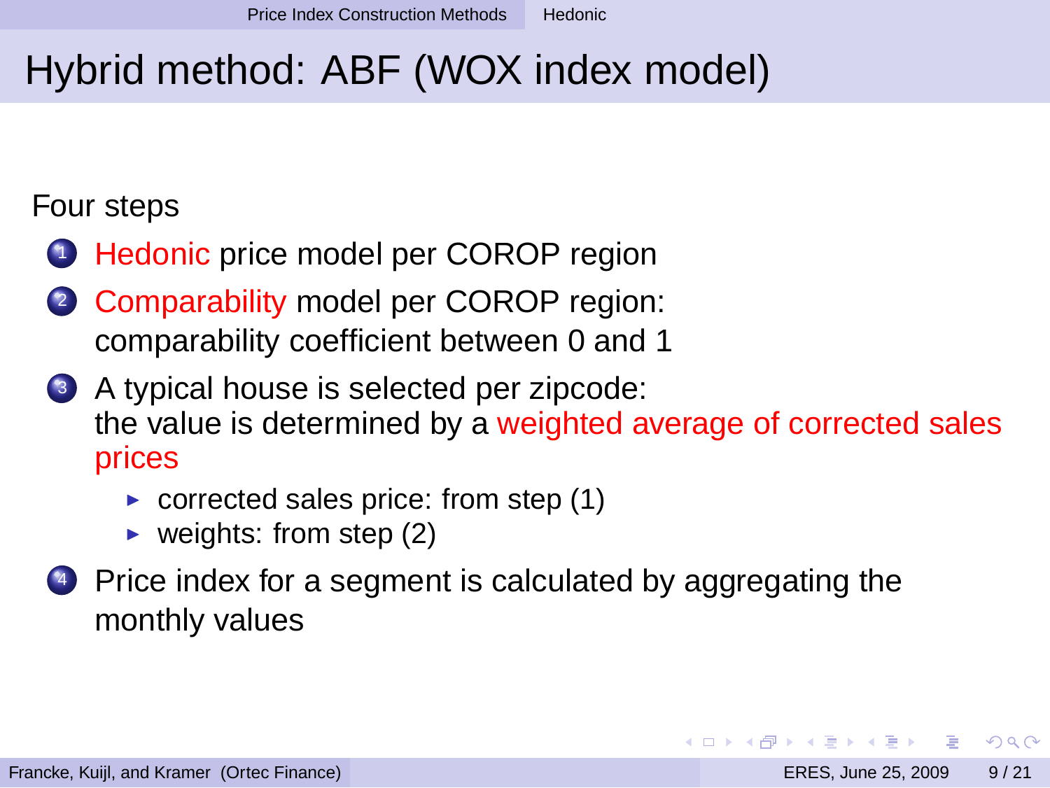# Hybrid method: ABF (WOX index model)

Four steps

1. Hedonic price model per COROP region
2. Comparability model per COROP region: comparability coefficient between 0 and 1
3. A typical house is selected per zipcode: the value is determined by a weighted average of corrected sales prices
   - corrected sales price: from step (1)
   - weights: from step (2)
4. Price index for a segment is calculated by aggregating the monthly values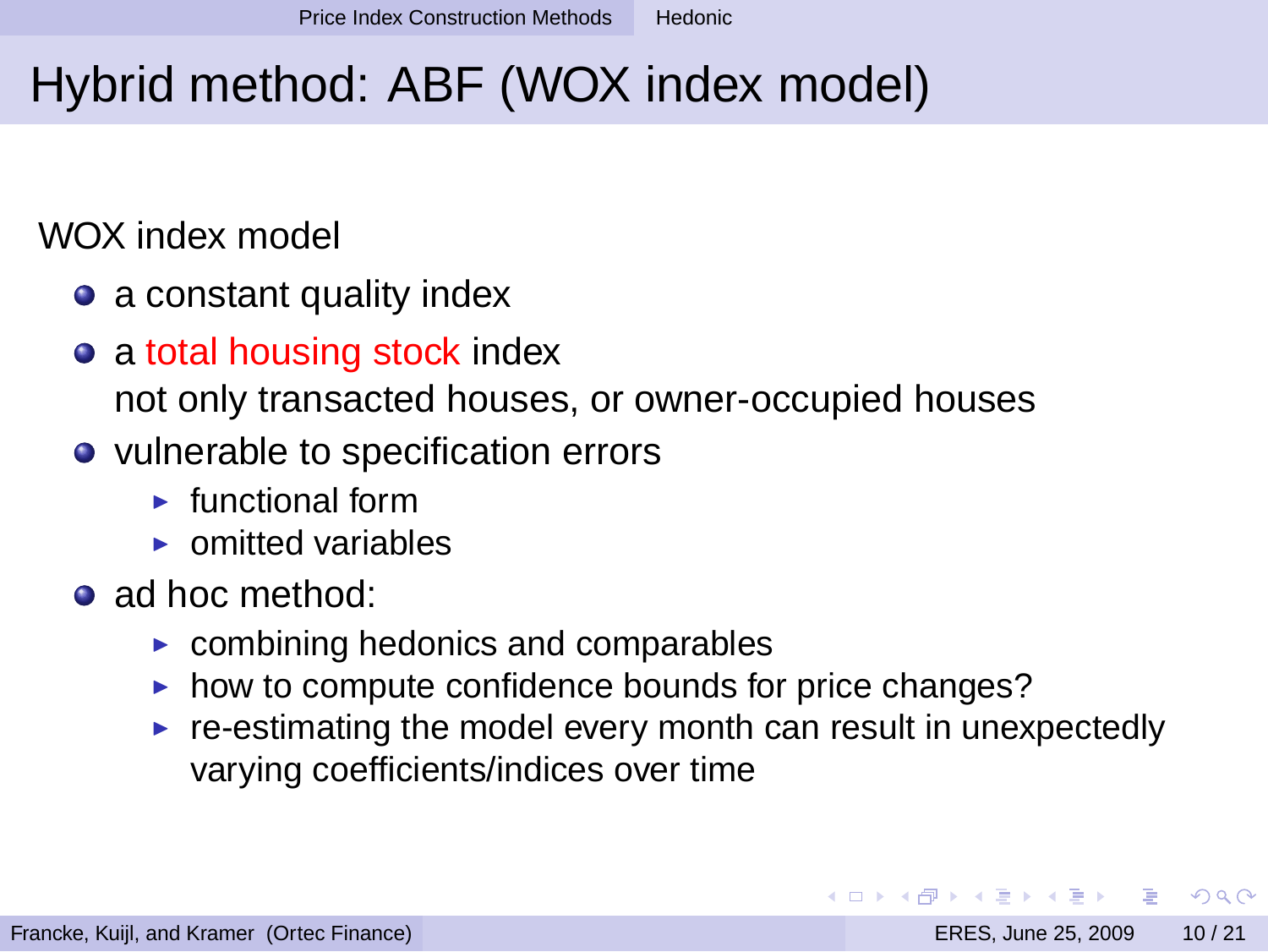# Hybrid method: ABF (WOX index model)

WOX index model

- a constant quality index
- a total housing stock index
  not only transacted houses, or owner-occupied houses
- vulnerable to specification errors
  - functional form
  - omitted variables
- ad hoc method:
  - combining hedonics and comparables
  - how to compute confidence bounds for price changes?
  - re-estimating the model every month can result in unexpectedly varying coefficients/indices over time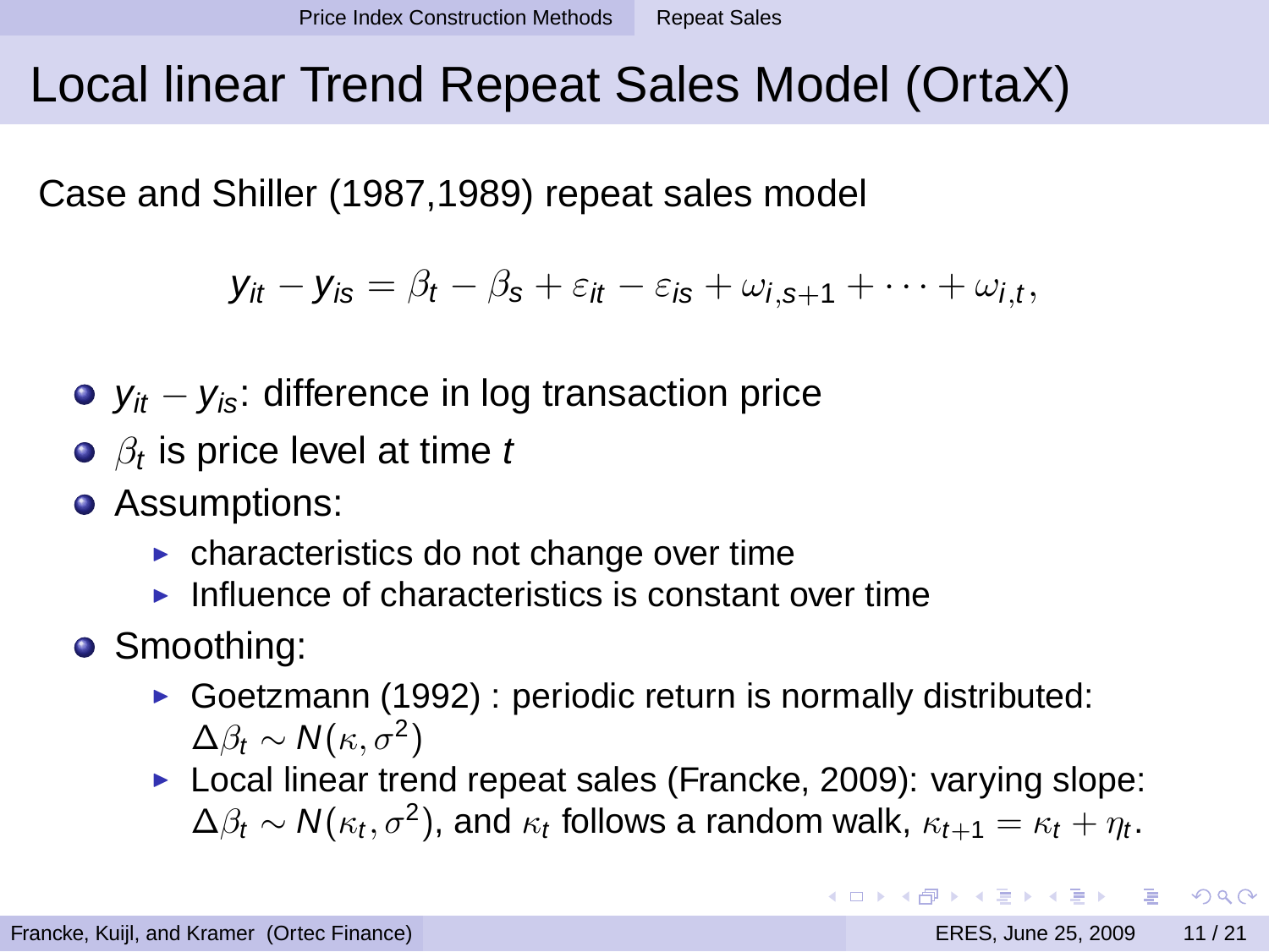# Local linear Trend Repeat Sales Model (OrtaX)

Case and Shiller (1987,1989) repeat sales model

$$y_{it} - y_{is} = \beta_t - \beta_s + \varepsilon_{it} - \varepsilon_{is} + \omega_{i,s+1} + \cdots + \omega_{i,t},$$

- $y_{it} - y_{is}$: difference in log transaction price
- $\beta_t$ is price level at time $t$
- Assumptions:
  - characteristics do not change over time
  - Influence of characteristics is constant over time
- Smoothing:
  - Goetzmann (1992) : periodic return is normally distributed: $\Delta\beta_t \sim N(\kappa, \sigma^2)$
  - Local linear trend repeat sales (Francke, 2009): varying slope: $\Delta\beta_t \sim N(\kappa_t, \sigma^2)$, and $\kappa_t$ follows a random walk, $\kappa_{t+1} = \kappa_t + \eta_t$.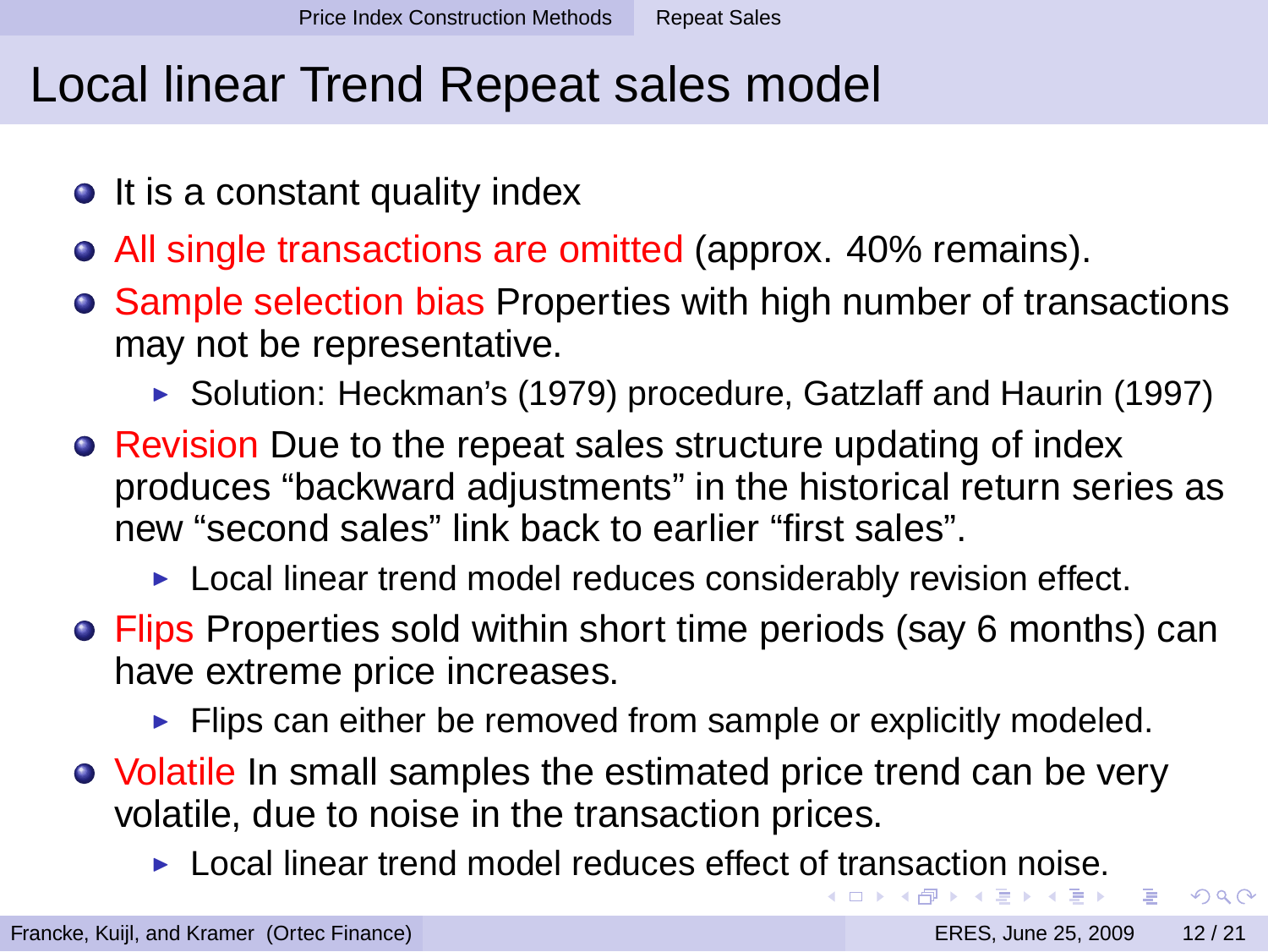# Local linear Trend Repeat sales model

- It is a constant quality index
- All single transactions are omitted (approx. 40% remains).
- Sample selection bias Properties with high number of transactions may not be representative.
  - Solution: Heckman's (1979) procedure, Gatzlaff and Haurin (1997)
- Revision Due to the repeat sales structure updating of index produces "backward adjustments" in the historical return series as new "second sales" link back to earlier "first sales".
  - Local linear trend model reduces considerably revision effect.
- Flips Properties sold within short time periods (say 6 months) can have extreme price increases.
  - Flips can either be removed from sample or explicitly modeled.
- Volatile In small samples the estimated price trend can be very volatile, due to noise in the transaction prices.
  - Local linear trend model reduces effect of transaction noise.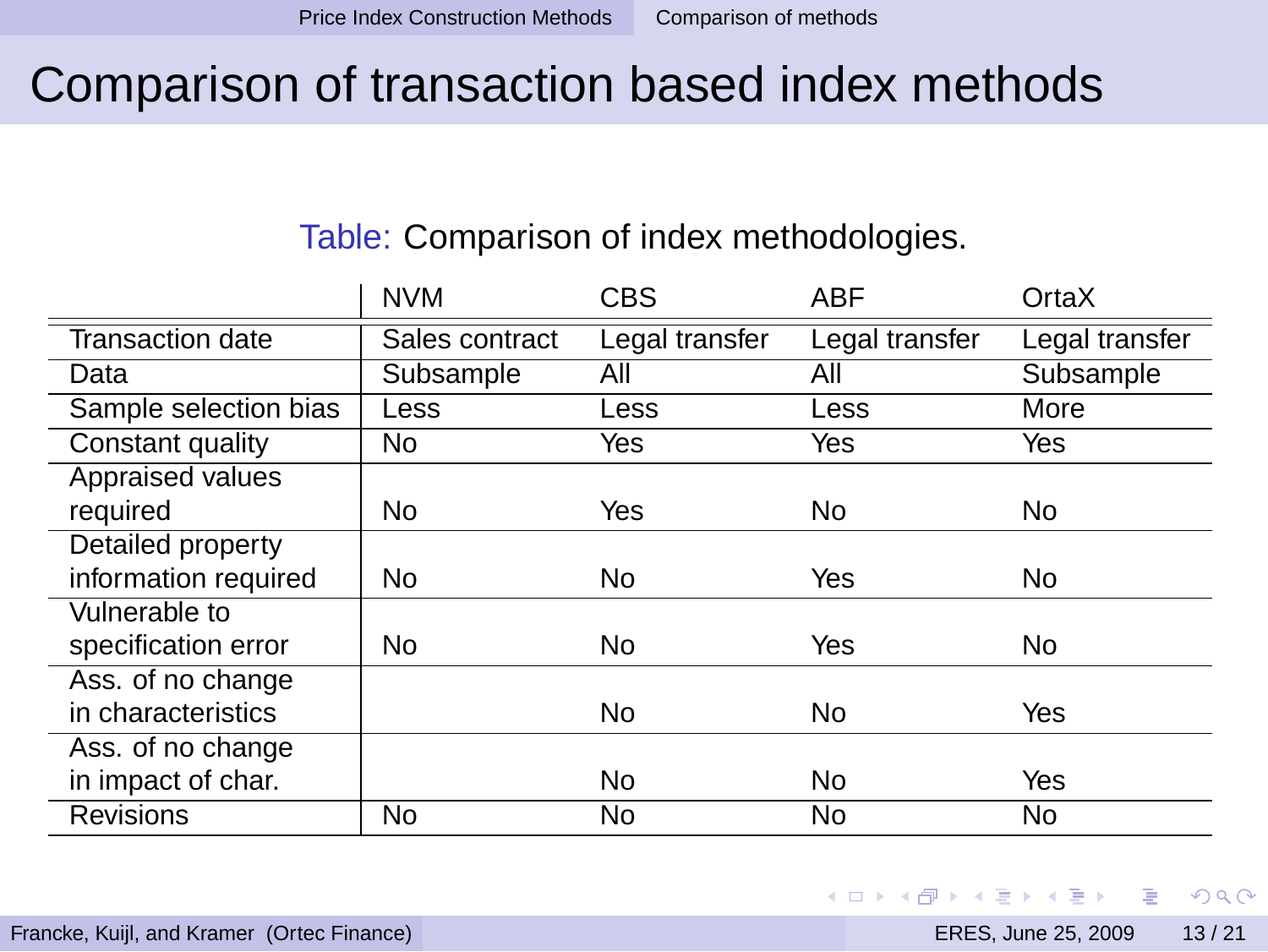# Comparison of transaction based index methods

Table: Comparison of index methodologies.

| | NVM | CBS | ABF | OrtaX |
|---|---|---|---|---|
| Transaction date | Sales contract | Legal transfer | Legal transfer | Legal transfer |
| Data | Subsample | All | All | Subsample |
| Sample selection bias | Less | Less | Less | More |
| Constant quality | No | Yes | Yes | Yes |
| Appraised values required | No | Yes | No | No |
| Detailed property information required | No | No | Yes | No |
| Vulnerable to specification error | No | No | Yes | No |
| Ass. of no change in characteristics | | No | No | Yes |
| Ass. of no change in impact of char. | | No | No | Yes |
| Revisions | No | No | No | No |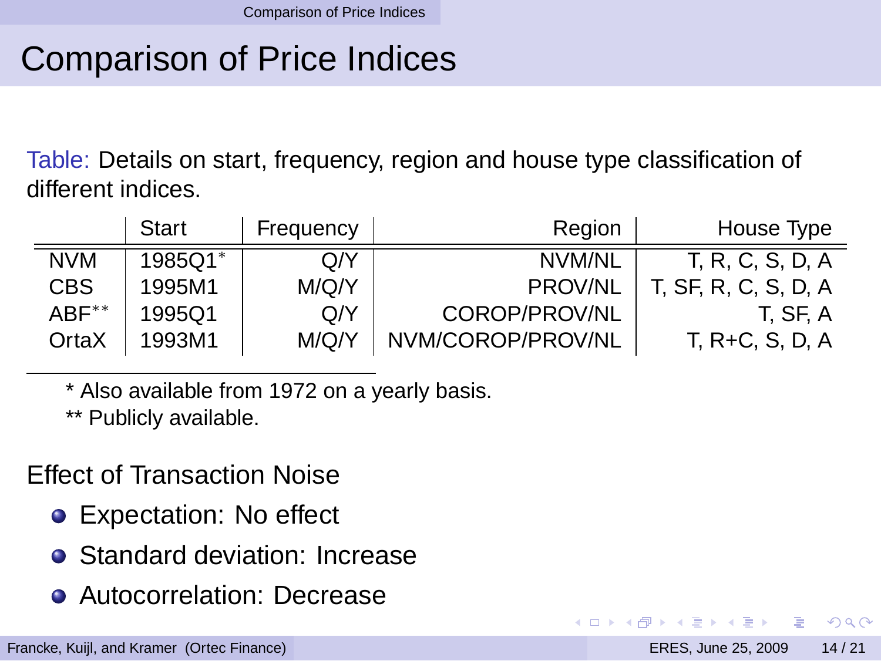# Comparison of Price Indices

Table: Details on start, frequency, region and house type classification of different indices.

| | Start | Frequency | Region | House Type |
|---|---|---|---|---|
| NVM | 1985Q1* | Q/Y | NVM/NL | T, R, C, S, D, A |
| CBS | 1995M1 | M/Q/Y | PROV/NL | T, SF, R, C, S, D, A |
| ABF** | 1995Q1 | Q/Y | COROP/PROV/NL | T, SF, A |
| OrtaX | 1993M1 | M/Q/Y | NVM/COROP/PROV/NL | T, R+C, S, D, A |

* Also available from 1972 on a yearly basis.

** Publicly available.

Effect of Transaction Noise

- Expectation: No effect
- Standard deviation: Increase
- Autocorrelation: Decrease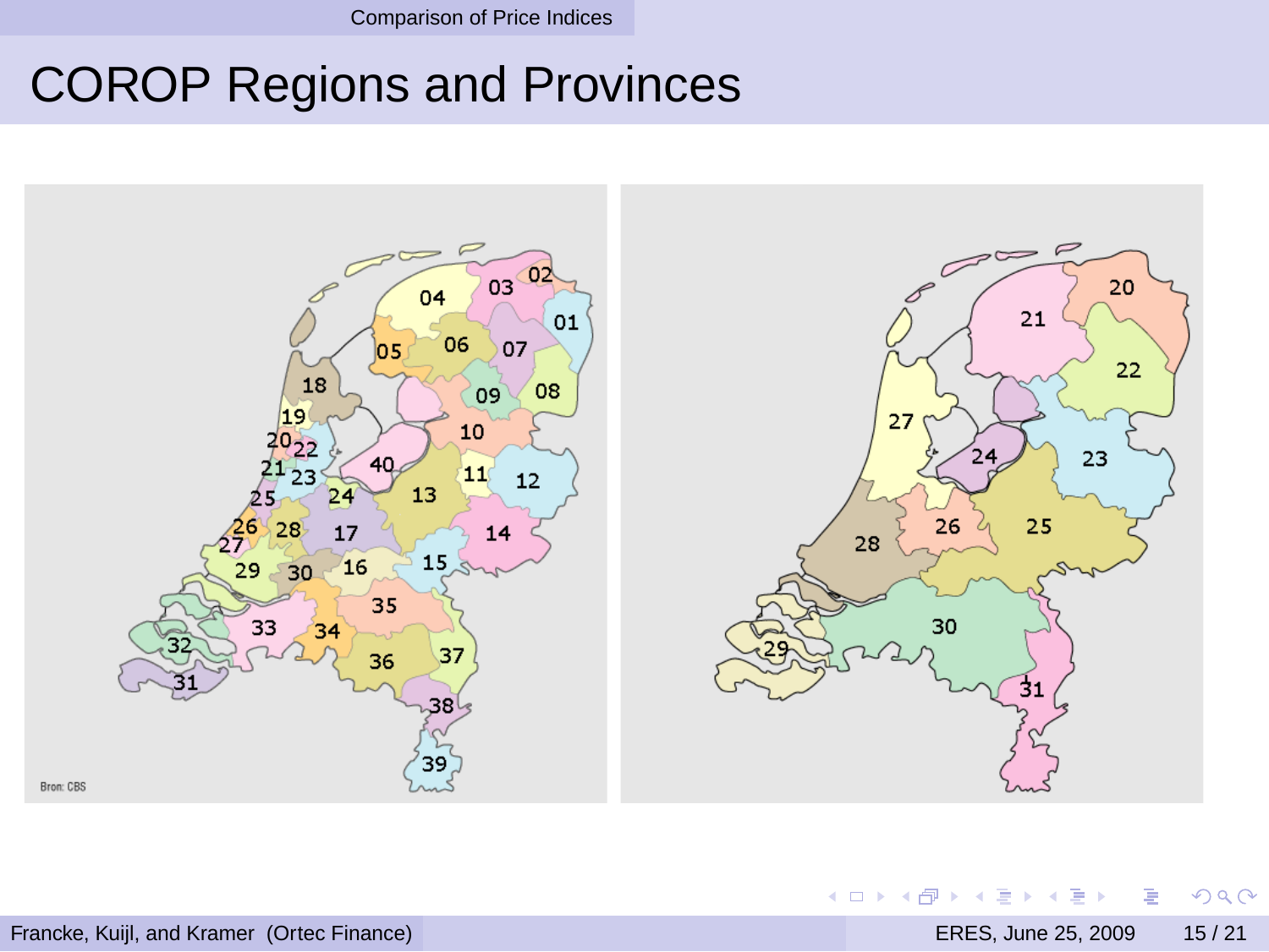# COROP Regions and Provinces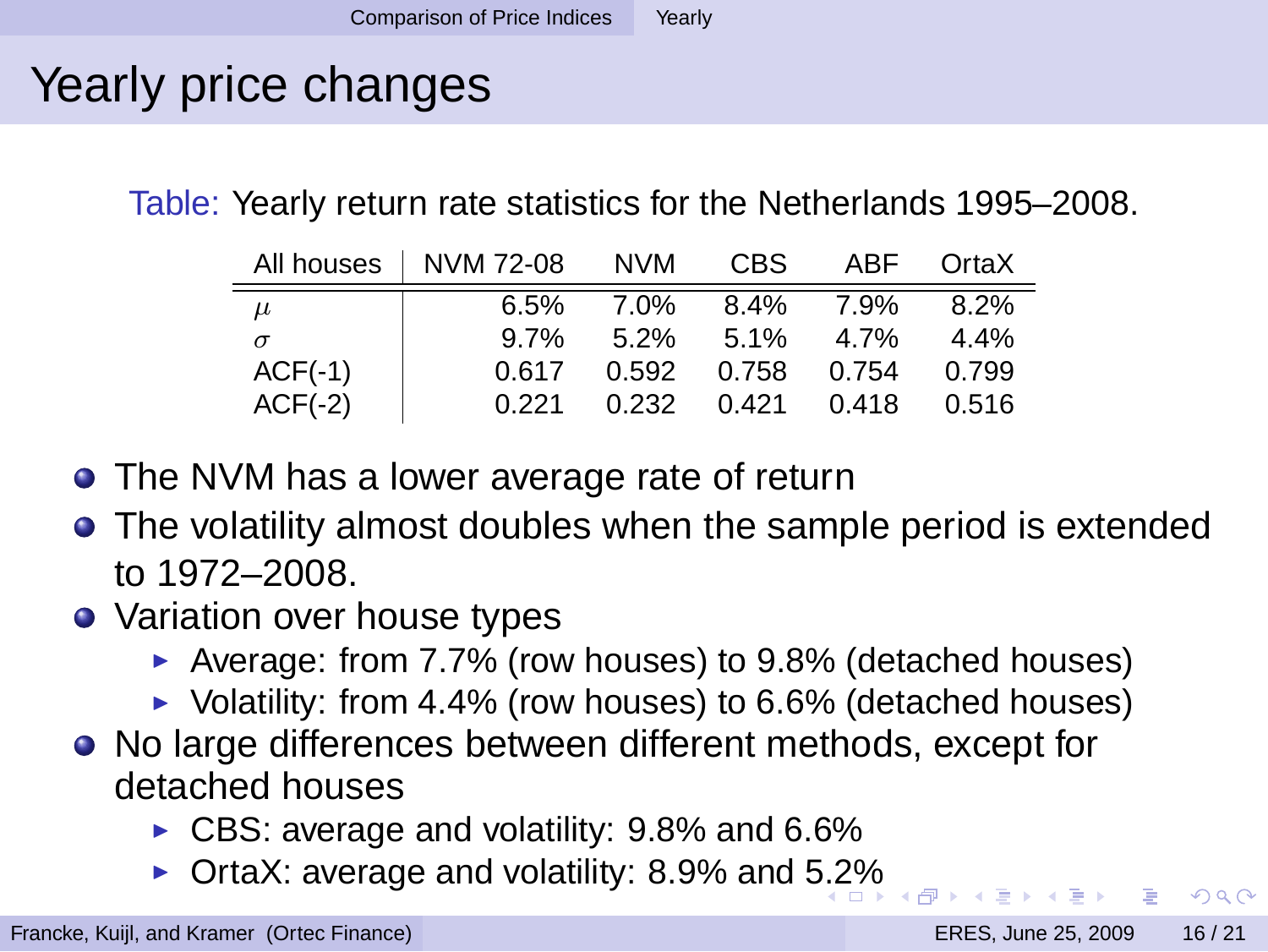# Yearly price changes

Table: Yearly return rate statistics for the Netherlands 1995–2008.

| All houses | NVM 72-08 | NVM | CBS | ABF | OrtaX |
|---|---|---|---|---|---|
| $\mu$ | 6.5% | 7.0% | 8.4% | 7.9% | 8.2% |
| $\sigma$ | 9.7% | 5.2% | 5.1% | 4.7% | 4.4% |
| ACF(-1) | 0.617 | 0.592 | 0.758 | 0.754 | 0.799 |
| ACF(-2) | 0.221 | 0.232 | 0.421 | 0.418 | 0.516 |

- The NVM has a lower average rate of return
- The volatility almost doubles when the sample period is extended to 1972–2008.
- Variation over house types
  - Average: from 7.7% (row houses) to 9.8% (detached houses)
  - Volatility: from 4.4% (row houses) to 6.6% (detached houses)
- No large differences between different methods, except for detached houses
  - CBS: average and volatility: 9.8% and 6.6%
  - OrtaX: average and volatility: 8.9% and 5.2%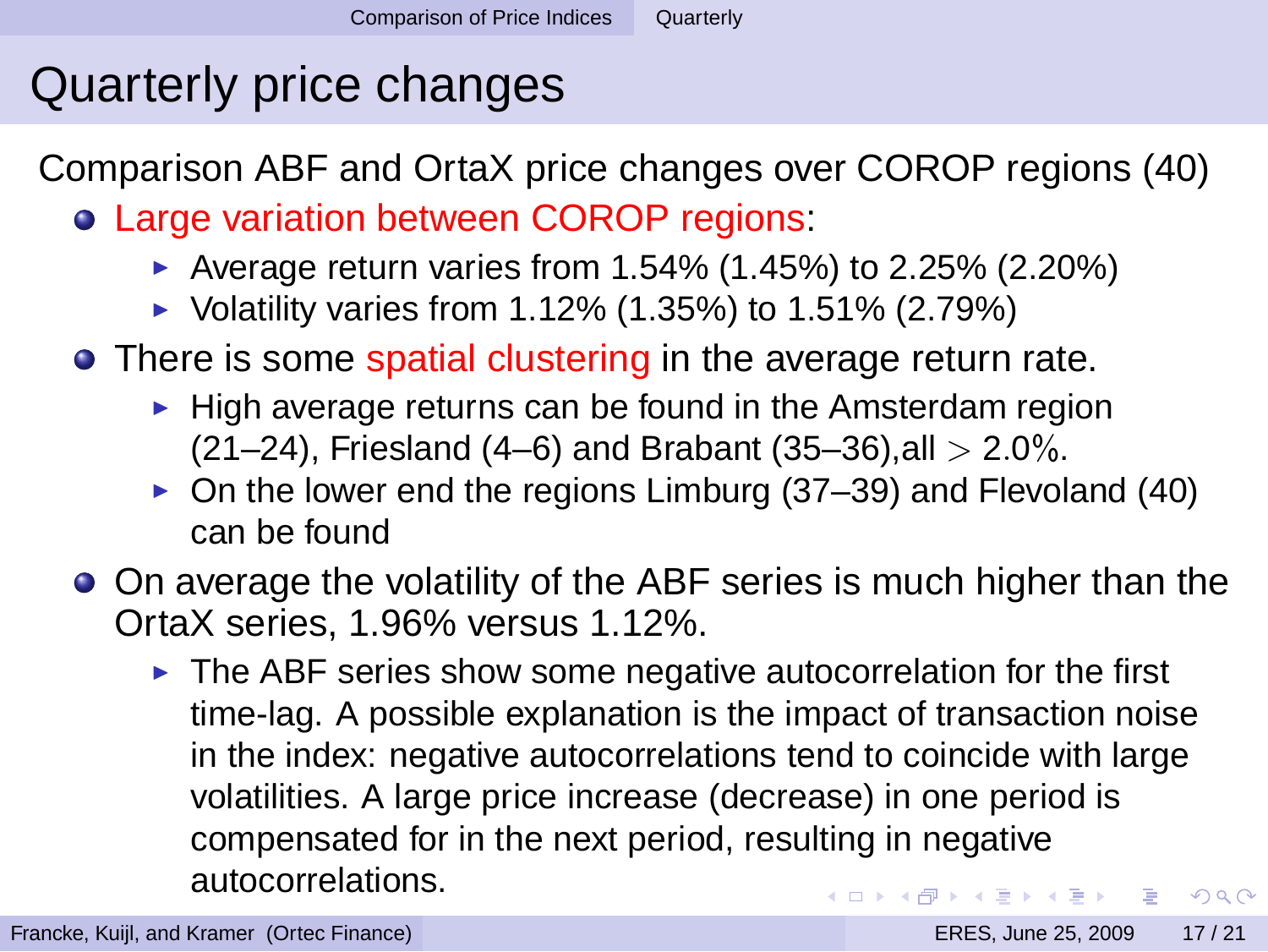# Quarterly price changes

Comparison ABF and OrtaX price changes over COROP regions (40)

- Large variation between COROP regions:
  - Average return varies from 1.54% (1.45%) to 2.25% (2.20%)
  - Volatility varies from 1.12% (1.35%) to 1.51% (2.79%)
- There is some spatial clustering in the average return rate.
  - High average returns can be found in the Amsterdam region (21–24), Friesland (4–6) and Brabant (35–36),all $>$ 2.0%.
  - On the lower end the regions Limburg (37–39) and Flevoland (40) can be found
- On average the volatility of the ABF series is much higher than the OrtaX series, 1.96% versus 1.12%.
  - The ABF series show some negative autocorrelation for the first time-lag. A possible explanation is the impact of transaction noise in the index: negative autocorrelations tend to coincide with large volatilities. A large price increase (decrease) in one period is compensated for in the next period, resulting in negative autocorrelations.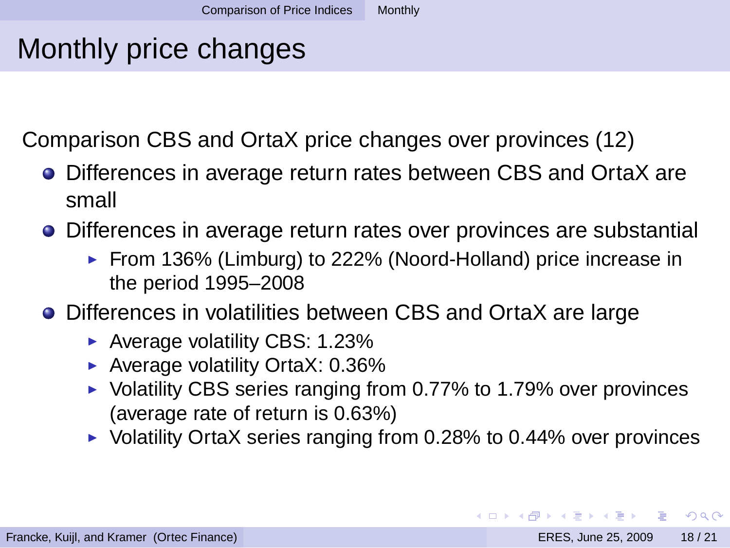# Monthly price changes

Comparison CBS and OrtaX price changes over provinces (12)

- Differences in average return rates between CBS and OrtaX are small
- Differences in average return rates over provinces are substantial
  - From 136% (Limburg) to 222% (Noord-Holland) price increase in the period 1995–2008
- Differences in volatilities between CBS and OrtaX are large
  - Average volatility CBS: 1.23%
  - Average volatility OrtaX: 0.36%
  - Volatility CBS series ranging from 0.77% to 1.79% over provinces (average rate of return is 0.63%)
  - Volatility OrtaX series ranging from 0.28% to 0.44% over provinces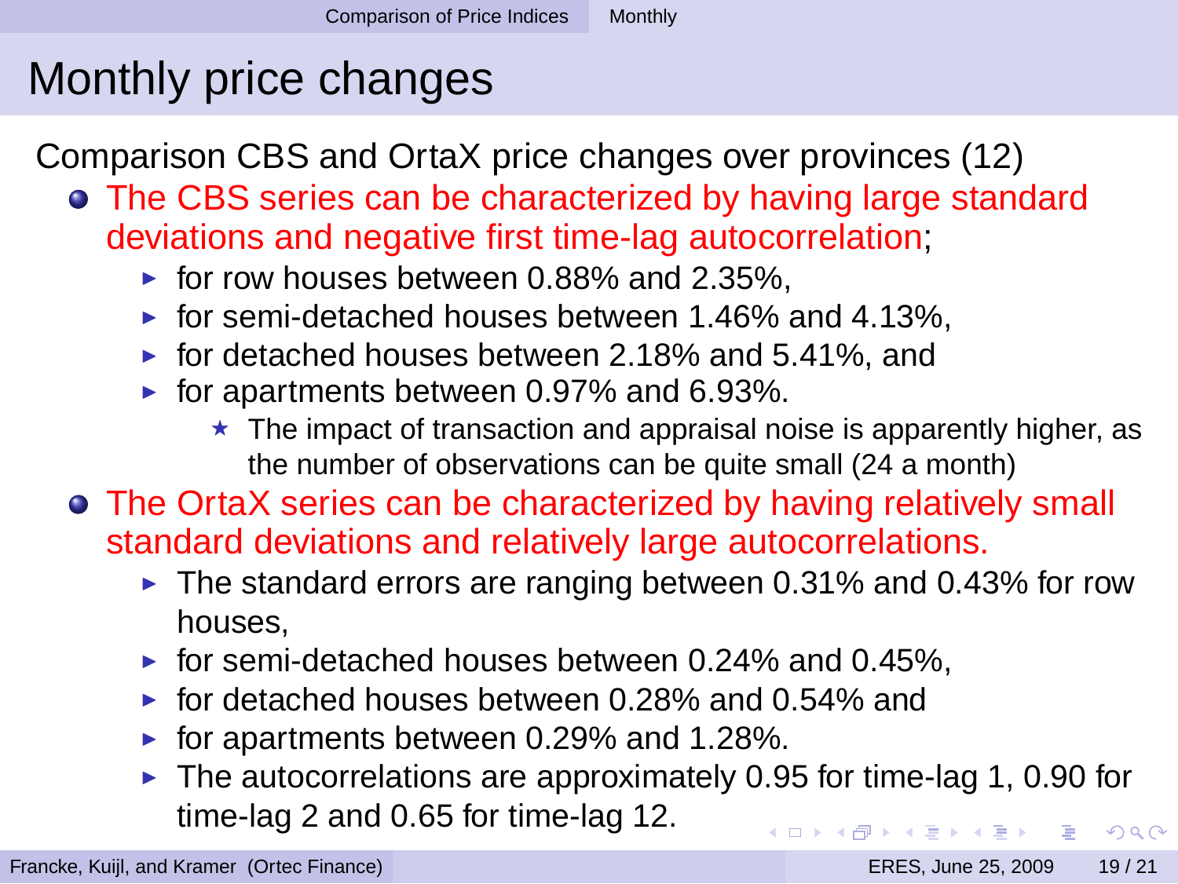# Monthly price changes

Comparison CBS and OrtaX price changes over provinces (12)

- The CBS series can be characterized by having large standard deviations and negative first time-lag autocorrelation;
  - for row houses between 0.88% and 2.35%,
  - for semi-detached houses between 1.46% and 4.13%,
  - for detached houses between 2.18% and 5.41%, and
  - for apartments between 0.97% and 6.93%.
    - The impact of transaction and appraisal noise is apparently higher, as the number of observations can be quite small (24 a month)
- The OrtaX series can be characterized by having relatively small standard deviations and relatively large autocorrelations.
  - The standard errors are ranging between 0.31% and 0.43% for row houses,
  - for semi-detached houses between 0.24% and 0.45%,
  - for detached houses between 0.28% and 0.54% and
  - for apartments between 0.29% and 1.28%.
  - The autocorrelations are approximately 0.95 for time-lag 1, 0.90 for time-lag 2 and 0.65 for time-lag 12.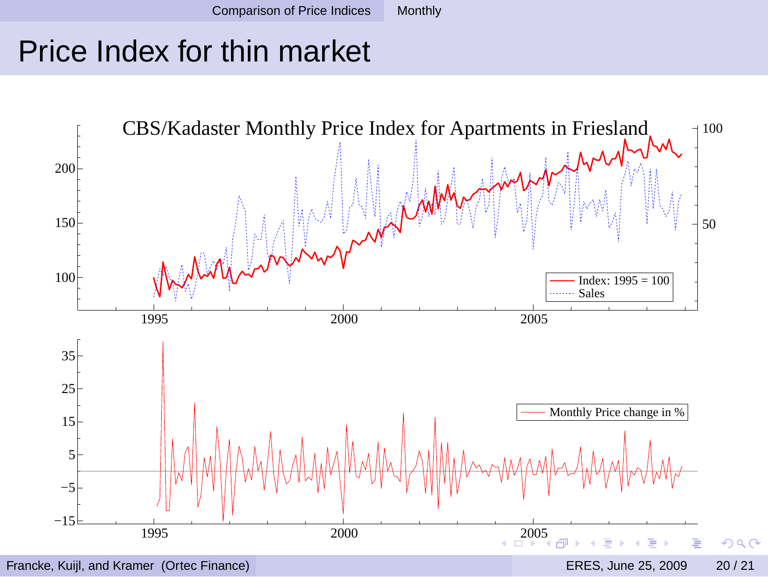# Price Index for thin market

CBS/Kadaster Monthly Price Index for Apartments in Friesland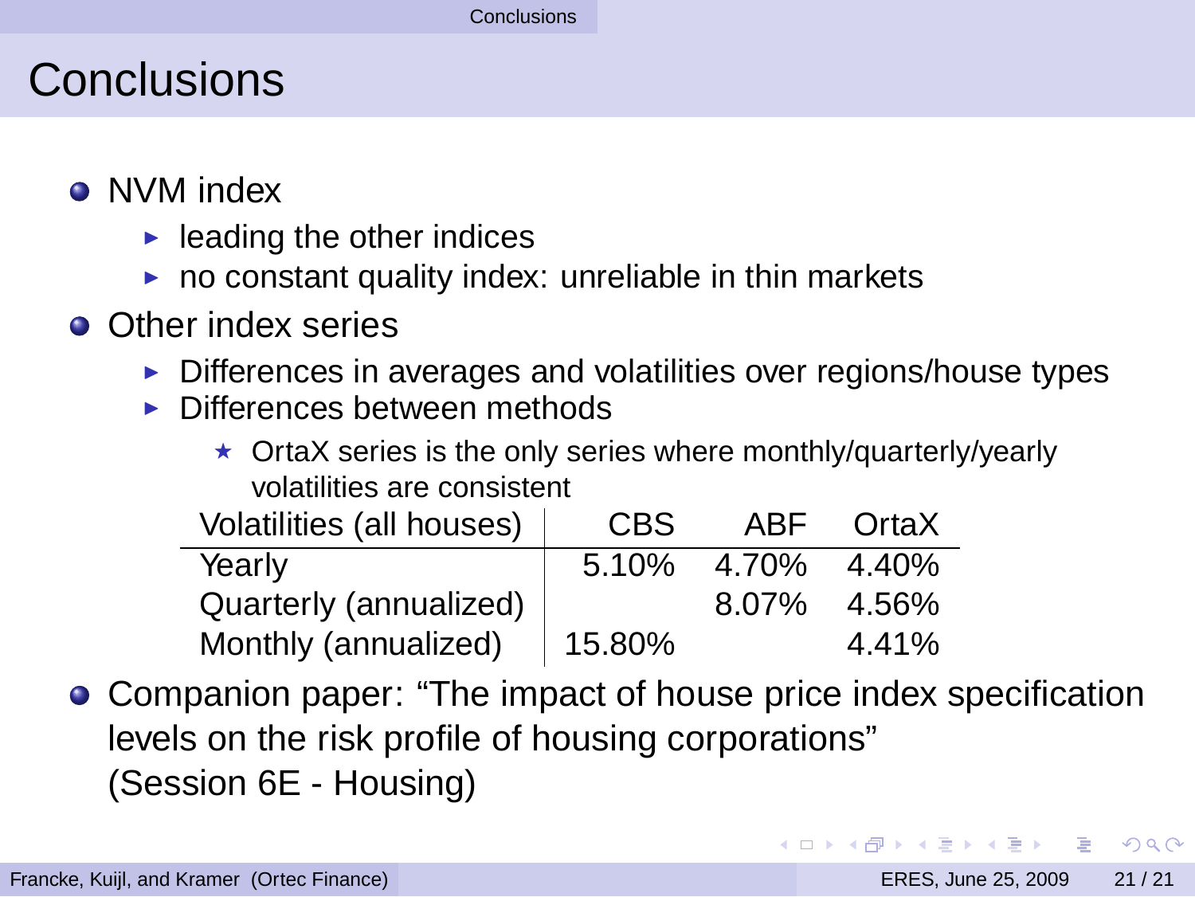# Conclusions

- NVM index
  - leading the other indices
  - no constant quality index: unreliable in thin markets
- Other index series
  - Differences in averages and volatilities over regions/house types
  - Differences between methods
    - ★ OrtaX series is the only series where monthly/quarterly/yearly volatilities are consistent

| Volatilities (all houses) | CBS | ABF | OrtaX |
|---|---|---|---|
| Yearly | 5.10% | 4.70% | 4.40% |
| Quarterly (annualized) | | 8.07% | 4.56% |
| Monthly (annualized) | 15.80% | | 4.41% |

- Companion paper: "The impact of house price index specification levels on the risk profile of housing corporations" (Session 6E - Housing)